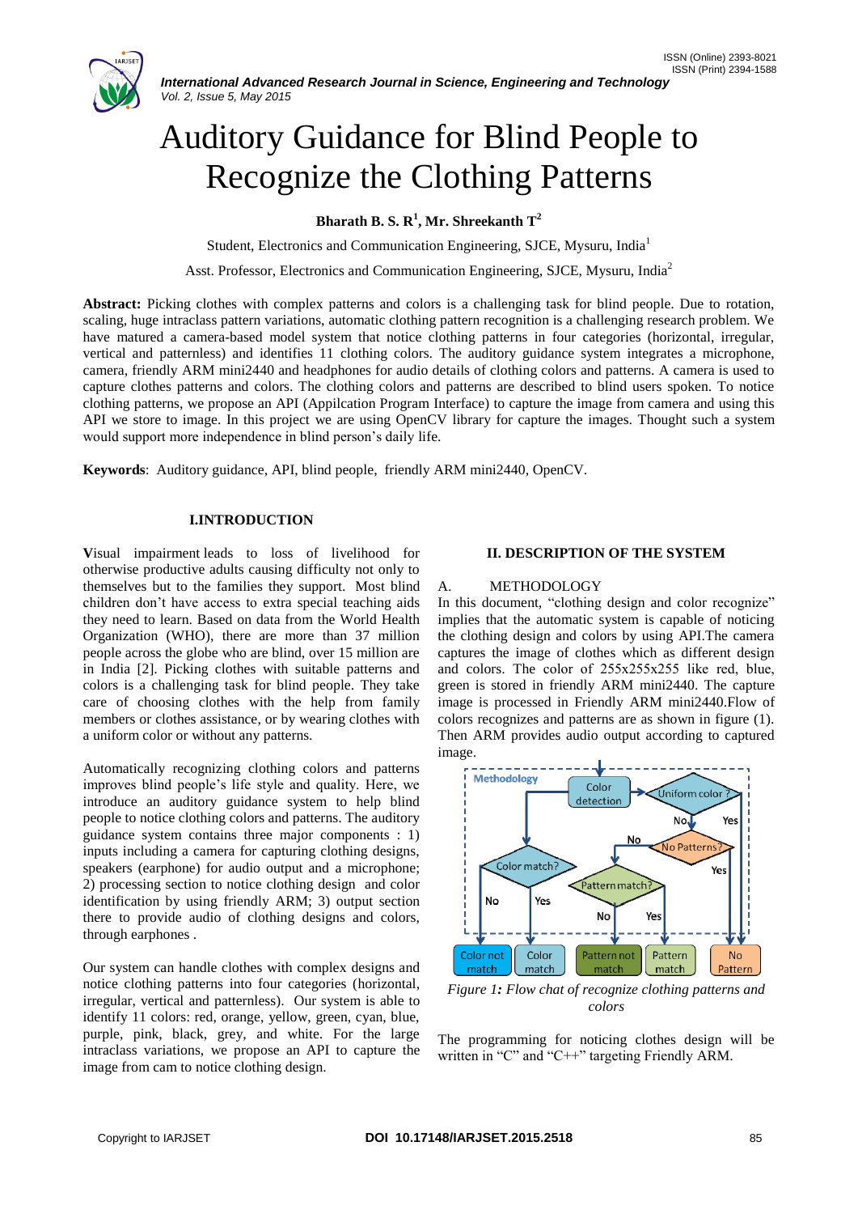# Auditory Guidance for Blind People to Recognize the Clothing Patterns

**Bharath B. S. R[1], Mr. Shreekanth T[2]**

Student, Electronics and Communication Engineering, SJCE, Mysuru, India[1]

Asst. Professor, Electronics and Communication Engineering, SJCE, Mysuru, India[2]

**Abstract:** Picking clothes with complex patterns and colors is a challenging task for blind people. Due to rotation, scaling, huge intraclass pattern variations, automatic clothing pattern recognition is a challenging research problem. We have matured a camera-based model system that notice clothing patterns in four categories (horizontal, irregular, vertical and patternless) and identifies 11 clothing colors. The auditory guidance system integrates a microphone, camera, friendly ARM mini2440 and headphones for audio details of clothing colors and patterns. A camera is used to capture clothes patterns and colors. The clothing colors and patterns are described to blind users spoken. To notice clothing patterns, we propose an API (Appilcation Program Interface) to capture the image from camera and using this API we store to image. In this project we are using OpenCV library for capture the images. Thought such a system would support more independence in blind person's daily life.

**Keywords**: Auditory guidance, API, blind people, friendly ARM mini2440, OpenCV.

## I.INTRODUCTION

Visual impairment leads to loss of livelihood for otherwise productive adults causing difficulty not only to themselves but to the families they support. Most blind children don't have access to extra special teaching aids they need to learn. Based on data from the World Health Organization (WHO), there are than 37 million people across the globe who are blind, over 15 million are in India [2]. Picking clothes with suitable patterns and colors is a challenging task for blind people. They take care of choosing clothes with the help from family members or clothes assistance, or by wearing clothes with a uniform color or without any patterns.

Automatically recognizing clothing colors and patterns improves blind people's life style and quality. Here, we introduce an auditory guidance system to help blind people to notice clothing colors and patterns. The auditory guidance system contains three major components : 1) inputs including a camera for capturing clothing designs, speakers (earphone) for audio output and a microphone; 2) processing section to notice clothing design and color identification by using friendly ARM; 3) output section there to provide audio of clothing designs and colors, through earphones .

Our system can handle clothes with complex designs and notice clothing patterns into four categories (horizontal, irregular, vertical and patternless). Our system is able to identify 11 colors: red, orange, yellow, green, cyan, blue, purple, pink, black, grey, and white. For the large intraclass variations, we propose an API to capture the image from cam to notice clothing design.

## II. DESCRIPTION OF THE SYSTEM

### A. METHODOLOGY

In this document, "clothing design and color recognize" implies that the automatic system is capable of noticing the clothing design and colors by using API.The camera captures the image of clothes which as different design and colors. The color of 255x255x255 like red, blue, green is stored in friendly ARM mini2440. The capture image is processed in Friendly ARM mini2440.Flow of colors recognizes and patterns are as shown in figure (1). Then ARM provides audio output according to captured image.

*Figure 1: Flow chat of recognize clothing patterns and colors*

The programming for noticing clothes design will be written in "C" and "C++" targeting Friendly ARM.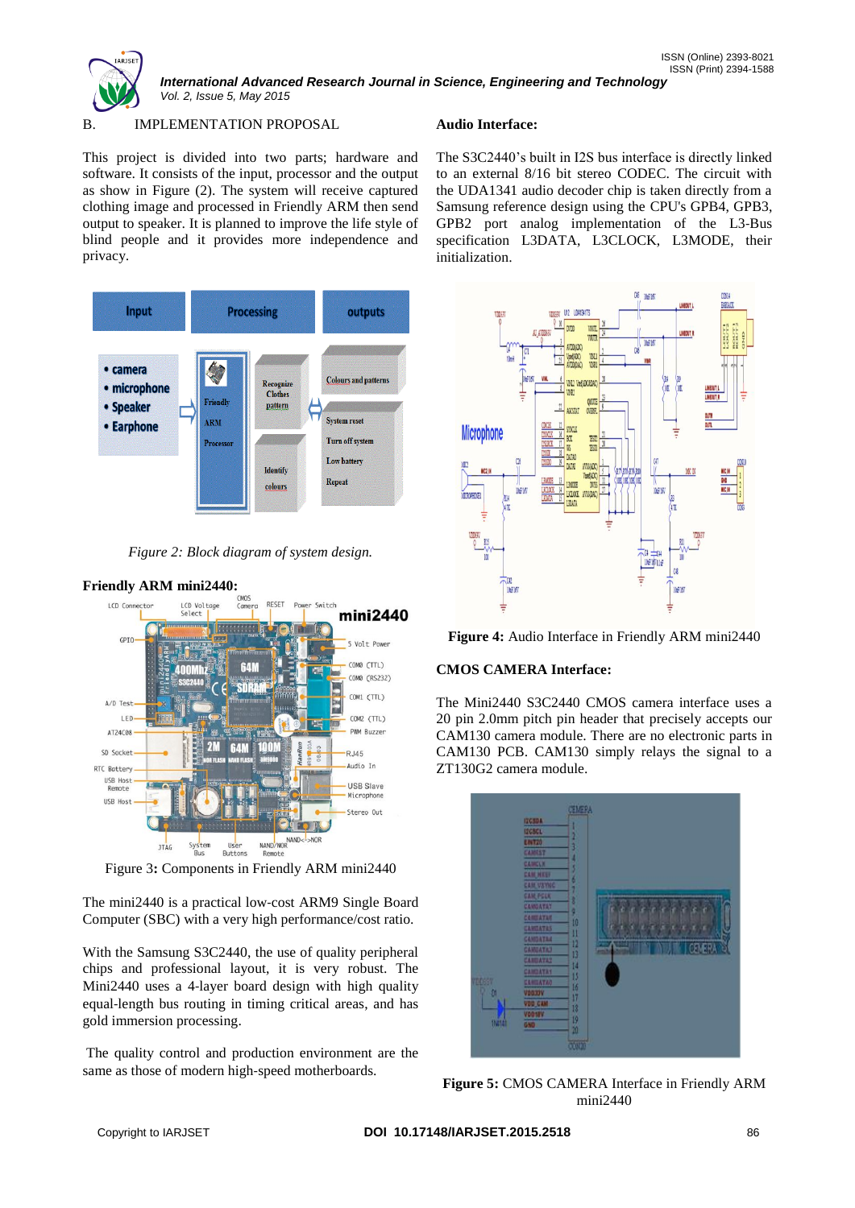## B. IMPLEMENTATION PROPOSAL

This project is divided into two parts; hardware and software. It consists of the input, processor and the output as show in Figure (2). The system will receive captured clothing image and processed in Friendly ARM then send output to speaker. It is planned to improve the life style of blind people and it provides more independence and privacy.

*Figure 2: Block diagram of system design.*

### Friendly ARM mini2440:

Figure 3: Components in Friendly ARM mini2440

The mini2440 is a practical low-cost ARM9 Single Board Computer (SBC) with a very high performance/cost ratio.

With the Samsung S3C2440, the use of quality peripheral chips and professional layout, it is very robust. The Mini2440 uses a 4-layer board design with high quality equal-length bus routing in timing critical areas, and has gold immersion processing.

The quality control and production environment are the same as those of modern high-speed motherboards.

### Audio Interface:

The S3C2440's built in I2S bus interface is directly linked to an external 8/16 bit stereo CODEC. The circuit with the UDA1341 audio decoder chip is taken directly from a Samsung reference design using the CPU's GPB4, GPB3, GPB2 port analog implementation of the L3-Bus specification L3DATA, L3CLOCK, L3MODE, their initialization.

**Figure 4:** Audio Interface in Friendly ARM mini2440

### CMOS CAMERA Interface:

The Mini2440 S3C2440 CMOS camera interface uses a 20 pin 2.0mm pitch pin header that precisely accepts our CAM130 camera module. There are no electronic parts in CAM130 PCB. CAM130 simply relays the signal to a ZT130G2 camera module.

**Figure 5:** CMOS CAMERA Interface in Friendly ARM mini2440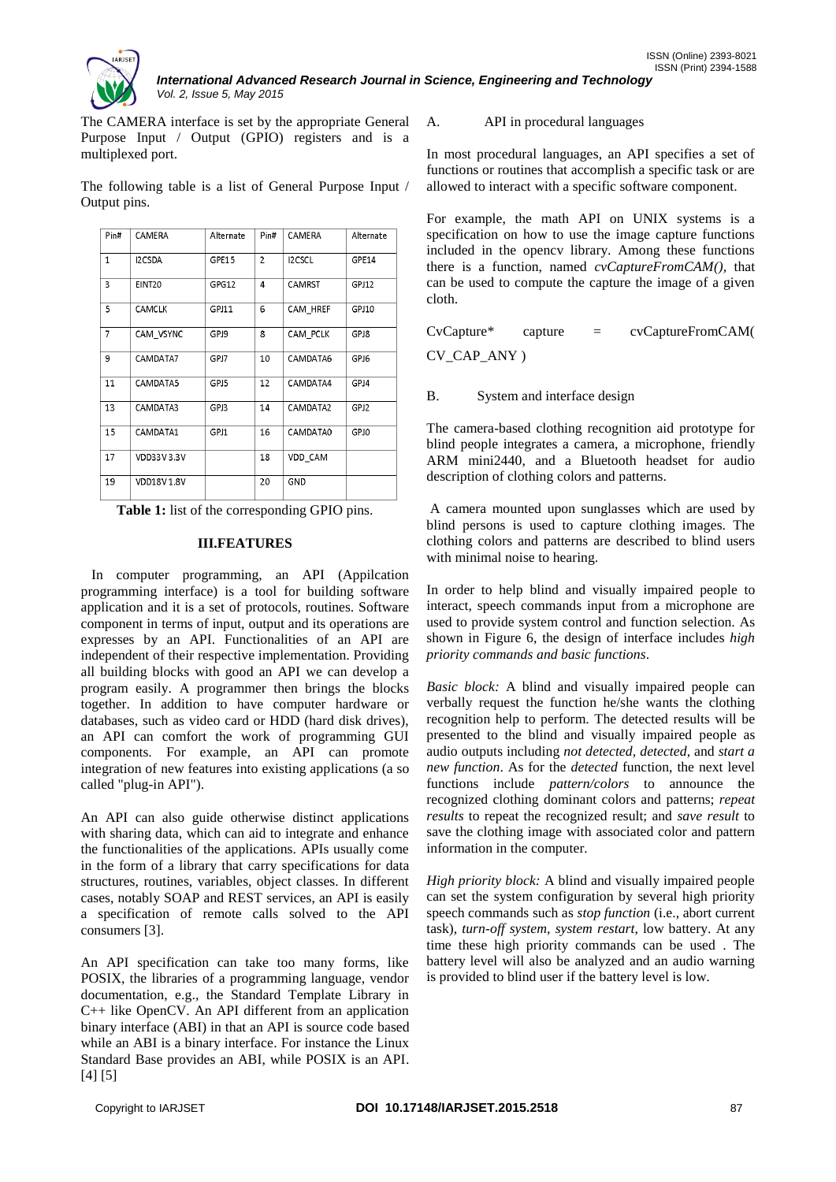The CAMERA interface is set by the appropriate General Purpose Input / Output (GPIO) registers and is a multiplexed port.

The following table is a list of General Purpose Input / Output pins.

| Pin# | CAMERA | Alternate | Pin# | CAMERA | Alternate |
|---|---|---|---|---|---|
| 1 | I2CSDA | GPE15 | 2 | I2CSCL | GPE14 |
| 3 | EINT20 | GPG12 | 4 | CAMRST | GPJ12 |
| 5 | CAMCLK | GPJ11 | 6 | CAM_HREF | GPJ10 |
| 7 | CAM_VSYNC | GPJ9 | 8 | CAM_PCLK | GPJ8 |
| 9 | CAMDATA7 | GPJ7 | 10 | CAMDATA6 | GPJ6 |
| 11 | CAMDATA5 | GPJ5 | 12 | CAMDATA4 | GPJ4 |
| 13 | CAMDATA3 | GPJ3 | 14 | CAMDATA2 | GPJ2 |
| 15 | CAMDATA1 | GPJ1 | 16 | CAMDATA0 | GPJ0 |
| 17 | VDD33V 3.3V | | 18 | VDD_CAM | |
| 19 | VDD18V 1.8V | | 20 | GND | |

**Table 1:** list of the corresponding GPIO pins.

## III.FEATURES

In computer programming, an API (Appilcation programming interface) is a tool for building software application and it is a set of protocols, routines. Software component in terms of input, output and its operations are expresses by an API. Functionalities of an API are independent of their respective implementation. Providing all building blocks with good an API we can develop a program easily. A programmer then brings the blocks together. In addition to have computer hardware or databases, such as video card or HDD (hard disk drives), an API can comfort the work of programming GUI components. For example, an API can promote integration of new features into existing applications (a so called "plug-in API").

An API can also guide otherwise distinct applications with sharing data, which can aid to integrate and enhance the functionalities of the applications. APIs usually come in the form of a library that carry specifications for data structures, routines, variables, object classes. In different cases, notably SOAP and REST services, an API is easily a specification of remote calls solved to the API consumers [3].

An API specification can take too many forms, like POSIX, the libraries of a programming language, vendor documentation, e.g., the Standard Template Library in C++ like OpenCV. An API different from an application binary interface (ABI) in that an API is source code based while an ABI is a binary interface. For instance the Linux Standard Base provides an ABI, while POSIX is an API. [4] [5]

### A. API in procedural languages

In most procedural languages, an API specifies a set of functions or routines that accomplish a specific task or are allowed to interact with a specific software component.

For example, the math API on UNIX systems is a specification on how to use the image capture functions included in the opencv library. Among these functions there is a function, named *cvCaptureFromCAM()*, that can be used to compute the capture the image of a given cloth.

```
CvCapture* capture = cvCaptureFromCAM( CV_CAP_ANY )
```

### B. System and interface design

The camera-based clothing recognition aid prototype for blind people integrates a camera, a microphone, friendly ARM mini2440, and a Bluetooth headset for audio description of clothing colors and patterns.

A camera mounted upon sunglasses which are used by blind persons is used to capture clothing images. The clothing colors and patterns are described to blind users with minimal noise to hearing.

In order to help blind and visually impaired people to interact, speech commands input from a microphone are used to provide system control and function selection. As shown in Figure 6, the design of interface includes *high priority commands and basic functions*.

*Basic block:* A blind and visually impaired people can verbally request the function he/she wants the clothing recognition help to perform. The detected results will be presented to the blind and visually impaired people as audio outputs including *not detected*, *detected*, and *start a new function*. As for the *detected* function, the next level functions include *pattern/colors* to announce the recognized clothing dominant colors and patterns; *repeat results* to repeat the recognized result; and *save result* to save the clothing image with associated color and pattern information in the computer.

*High priority block:* A blind and visually impaired people can set the system configuration by several high priority speech commands such as *stop function* (i.e., abort current task), *turn-off system*, *system restart*, low battery. At any time these high priority commands can be used . The battery level will also be analyzed and an audio warning is provided to blind user if the battery level is low.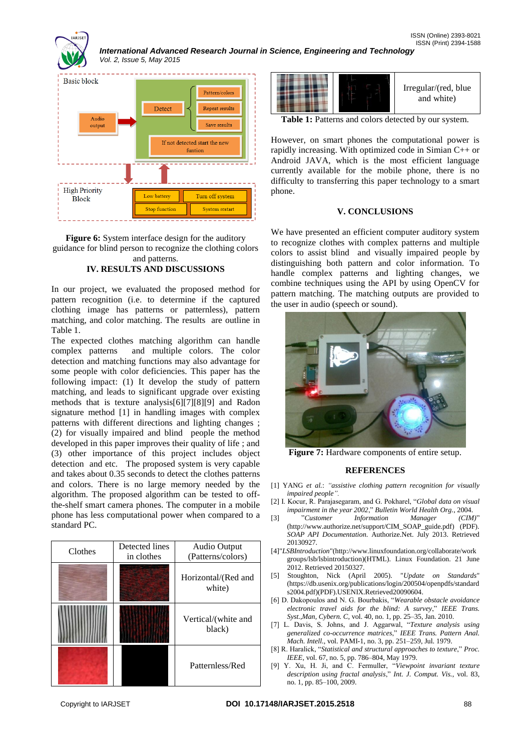**Figure 6:** System interface design for the auditory guidance for blind person to recognize the clothing colors and patterns.

## IV. RESULTS AND DISCUSSIONS

In our project, we evaluated the proposed method for pattern recognition (i.e. to determine if the captured clothing image has patterns or patternless), pattern matching, and color matching. The results are outline in Table 1.

The expected clothes matching algorithm can handle complex patterns and multiple colors. The color detection and matching functions may also advantage for some people with color deficiencies. This paper has the following impact: (1) It develop the study of pattern matching, and leads to significant upgrade over existing methods that is texture analysis[6][7][8][9] and Radon signature method [1] in handling images with complex patterns with different directions and lighting changes ; (2) for visually impaired and blind people the method developed in this paper improves their quality of life ; and (3) other importance of this project includes object detection and etc. The proposed system is very capable and takes about 0.35 seconds to detect the clothes patterns and colors. There is no large memory needed by the algorithm. The proposed algorithm can be tested to off-the-shelf smart camera phones. The computer in a mobile phone has less computational power when compared to a standard PC.

| Clothes | Detected lines in clothes | Audio Output (Patterns/colors) |
|---|---|---|
| | | Horizontal/(Red and white) |
| | | Vertical/(white and black) |
| | | Patternless/Red |
| | | Irregular/(red, blue and white) |

**Table 1:** Patterns and colors detected by our system.

However, on smart phones the computational power is rapidly increasing. With optimized code in Simian C++ or Android JAVA, which is the most efficient language currently available for the mobile phones, there is no difficulty to transferring this paper technology to a smart phone.

## V. CONCLUSIONS

We have presented an efficient computer auditory system to recognize clothes with complex patterns and multiple colors to assist blind and visually impaired people by distinguishing both pattern and color information. To handle complex patterns and lighting changes, we combine techniques using the API by using OpenCV for pattern matching. The matching outputs are provided to the user in audio (speech or sound).

**Figure 7:** Hardware components of entire setup.

## REFERENCES

[1] YANG *et al.*: *"assistive clothing pattern recognition for visually impaired people".*

[2] I. Kocur, R. Parajasegaram, and G. Pokharel, "*Global data on visual impairment in the year 2002*," *Bulletin World Health Org.*, 2004.

[3] "*Customer Information Manager (CIM)*" (http://www.authorize.net/support/CIM_SOAP_guide.pdf) (PDF). *SOAP API Documentation.* Authorize.Net. July 2013. Retrieved 20130927.

[4]"*LSBIntroduction*"(http://www.linuxfoundation.org/collaborate/workgroups/lsb/lsbintroduction)(HTML). Linux Foundation. 21 June 2012. Retrieved 20150327.

[5] Stoughton, Nick (April 2005). "*Update on Standards*" (https://db.usenix.org/publications/login/200504/openpdfs/standards2004.pdf)(PDF).USENIX.Retrieved20090604.

[6] D. Dakopoulos and N. G. Bourbakis, "*Wearable obstacle avoidance electronic travel aids for the blind: A survey*," *IEEE Trans. Syst.,Man, Cybern. C*, vol. 40, no. 1, pp. 25–35, Jan. 2010.

[7] L. Davis, S. Johns, and J. Aggarwal, "*Texture analysis using generalized co-occurrence matrices*," *IEEE Trans. Pattern Anal. Mach. Intell.*, vol. PAMI-1, no. 3, pp. 251–259, Jul. 1979.

[8] R. Haralick, "*Statistical and structural approaches to texture*," *Proc. IEEE*, vol. 67, no. 5, pp. 786–804, May 1979.

[9] Y. Xu, H. Ji, and C. Fermuller, "*Viewpoint invariant texture description using fractal analysis*," *Int. J. Comput. Vis.*, vol. 83, no. 1, pp. 85–100, 2009.